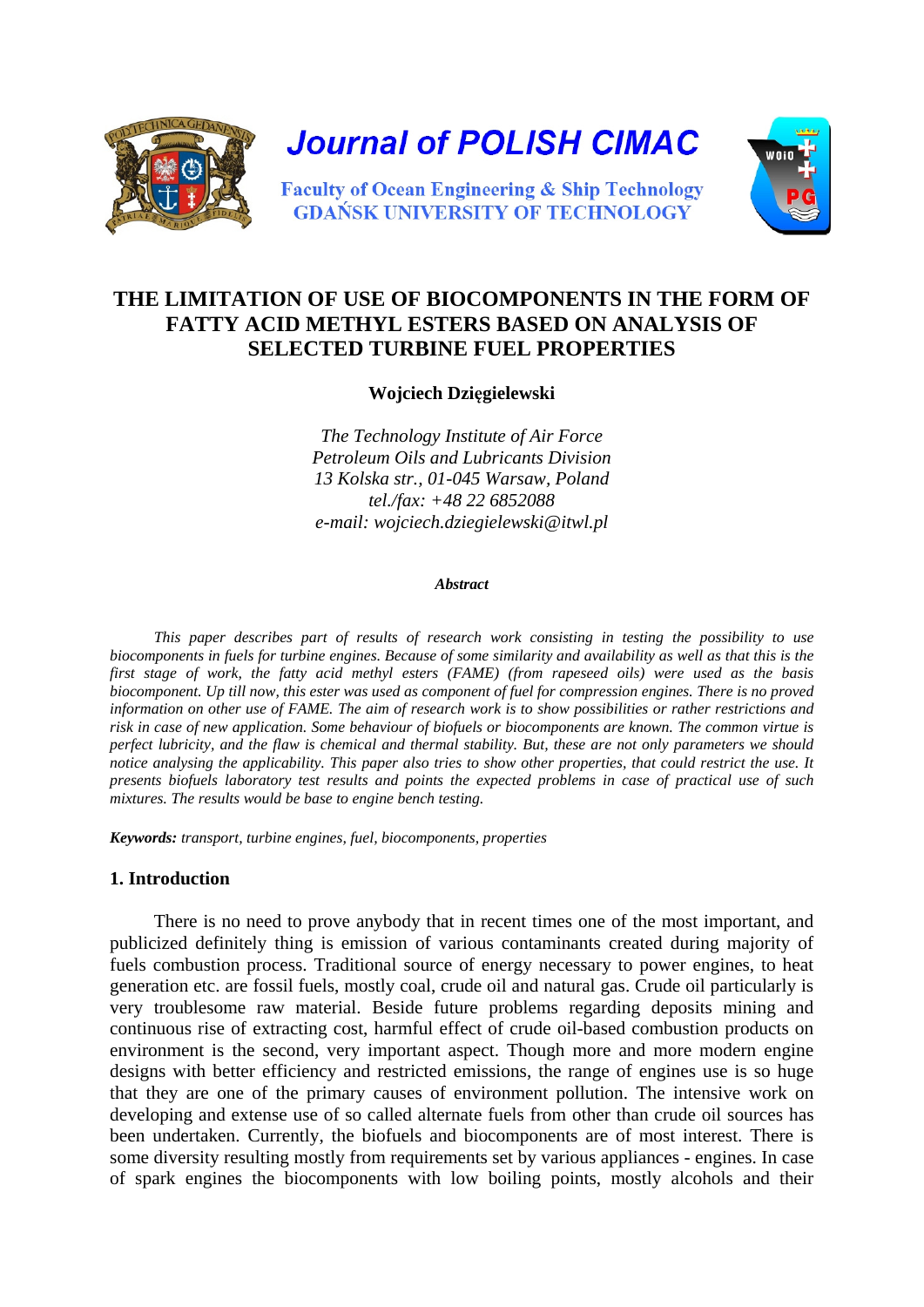Journal of POLISH CIMAC

Faculty of Ocean Engineering & Ship Technology
GDAŃSK UNIVERSITY OF TECHNOLOGY

# THE LIMITATION OF USE OF BIOCOMPONENTS IN THE FORM OF FATTY ACID METHYL ESTERS BASED ON ANALYSIS OF SELECTED TURBINE FUEL PROPERTIES

**Wojciech Dzięgielewski**

*The Technology Institute of Air Force*
*Petroleum Oils and Lubricants Division*
*13 Kolska str., 01-045 Warsaw, Poland*
*tel./fax: +48 22 6852088*
*e-mail: wojciech.dziegielewski@itwl.pl*

***Abstract***

*This paper describes part of results of research work consisting in testing the possibility to use biocomponents in fuels for turbine engines. Because of some similarity and availability as well as that this is the first stage of work, the fatty acid methyl esters (FAME) (from rapeseed oils) were used as the basis biocomponent. Up till now, this ester was used as component of fuel for compression engines. There is no proved information on other use of FAME. The aim of research work is to show possibilities or rather restrictions and risk in case of new application. Some behaviour of biofuels or biocomponents are known. The common virtue is perfect lubricity, and the flaw is chemical and thermal stability. But, these are not only parameters we should notice analysing the applicability. This paper also tries to show other properties, that could restrict the use. It presents biofuels laboratory test results and points the expected problems in case of practical use of such mixtures. The results would be base to engine bench testing.*

***Keywords:*** *transport, turbine engines, fuel, biocomponents, properties*

## 1. Introduction

There is no need to prove anybody that in recent times one of the most important, and publicized definitely thing is emission of various contaminants created during majority of fuels combustion process. Traditional source of energy necessary to power engines, to heat generation etc. are fossil fuels, mostly coal, crude oil and natural gas. Crude oil particularly is very troublesome raw material. Beside future problems regarding deposits mining and continuous rise of extracting cost, harmful effect of crude oil-based combustion products on environment is the second, very important aspect. Though more and more modern engine designs with better efficiency and restricted emissions, the range of engines use is so huge that they are one of the primary causes of environment pollution. The intensive work on developing and extense use of so called alternate fuels from other than crude oil sources has been undertaken. Currently, the biofuels and biocomponents are of most interest. There is some diversity resulting mostly from requirements set by various appliances - engines. In case of spark engines the biocomponents with low boiling points, mostly alcohols and their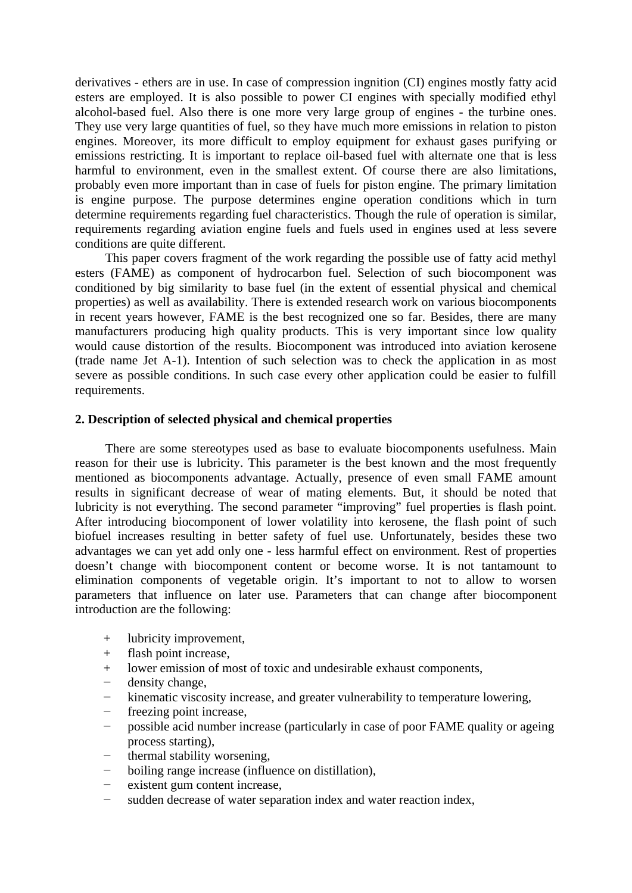derivatives - ethers are in use. In case of compression ingnition (CI) engines mostly fatty acid esters are employed. It is also possible to power CI engines with specially modified ethyl alcohol-based fuel. Also there is one more very large group of engines - the turbine ones. They use very large quantities of fuel, so they have much more emissions in relation to piston engines. Moreover, its more difficult to employ equipment for exhaust gases purifying or emissions restricting. It is important to replace oil-based fuel with alternate one that is less harmful to environment, even in the smallest extent. Of course there are also limitations, probably even more important than in case of fuels for piston engine. The primary limitation is engine purpose. The purpose determines engine operation conditions which in turn determine requirements regarding fuel characteristics. Though the rule of operation is similar, requirements regarding aviation engine fuels and fuels used in engines used at less severe conditions are quite different.

This paper covers fragment of the work regarding the possible use of fatty acid methyl esters (FAME) as component of hydrocarbon fuel. Selection of such biocomponent was conditioned by big similarity to base fuel (in the extent of essential physical and chemical properties) as well as availability. There is extended research work on various biocomponents in recent years however, FAME is the best recognized one so far. Besides, there are many manufacturers producing high quality products. This is very important since low quality would cause distortion of the results. Biocomponent was introduced into aviation kerosene (trade name Jet A-1). Intention of such selection was to check the application in as most severe as possible conditions. In such case every other application could be easier to fulfill requirements.

## 2. Description of selected physical and chemical properties

There are some stereotypes used as base to evaluate biocomponents usefulness. Main reason for their use is lubricity. This parameter is the best known and the most frequently mentioned as biocomponents advantage. Actually, presence of even small FAME amount results in significant decrease of wear of mating elements. But, it should be noted that lubricity is not everything. The second parameter "improving" fuel properties is flash point. After introducing biocomponent of lower volatility into kerosene, the flash point of such biofuel increases resulting in better safety of fuel use. Unfortunately, besides these two advantages we can yet add only one - less harmful effect on environment. Rest of properties doesn't change with biocomponent content or become worse. It is not tantamount to elimination components of vegetable origin. It's important to not to allow to worsen parameters that influence on later use. Parameters that can change after biocomponent introduction are the following:

- \+ lubricity improvement,
- \+ flash point increase,
- \+ lower emission of most of toxic and undesirable exhaust components,
- − density change,
- − kinematic viscosity increase, and greater vulnerability to temperature lowering,
- − freezing point increase,
- − possible acid number increase (particularly in case of poor FAME quality or ageing process starting),
- − thermal stability worsening,
- − boiling range increase (influence on distillation),
- − existent gum content increase,
- − sudden decrease of water separation index and water reaction index,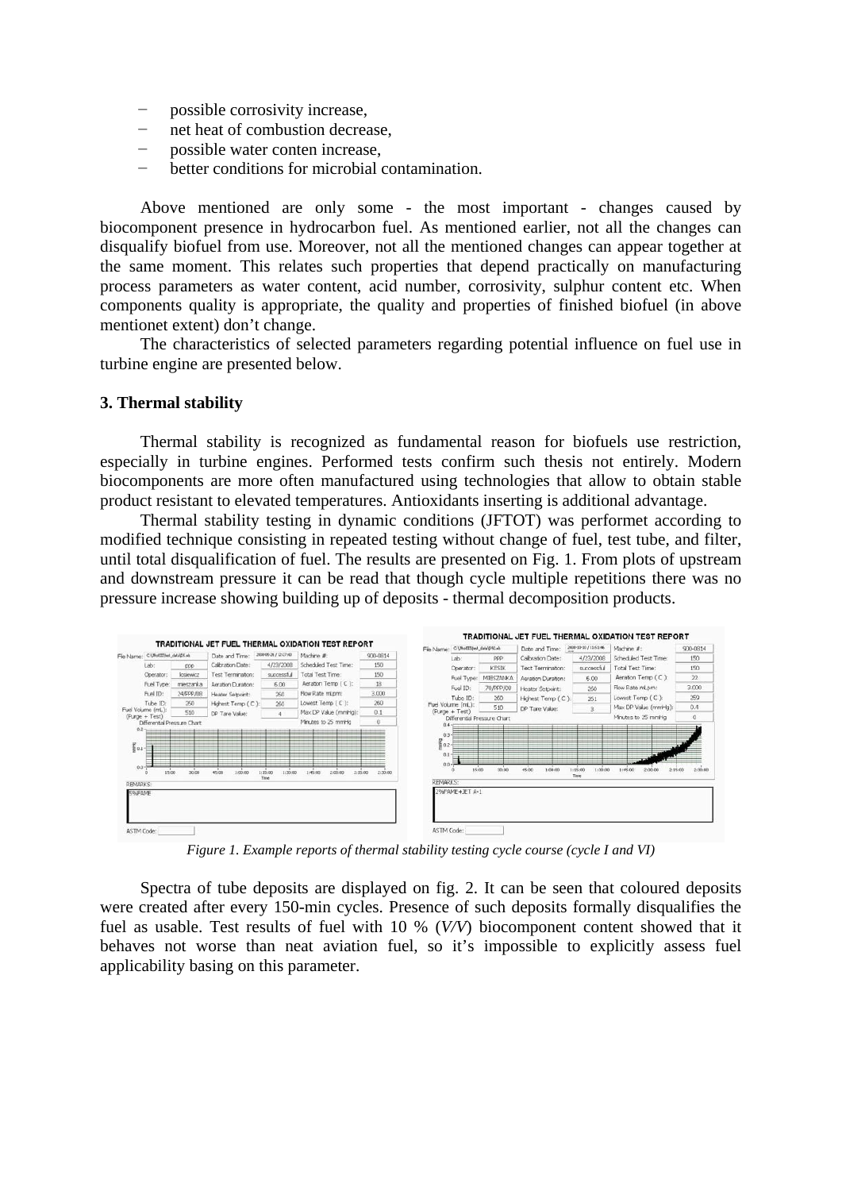- possible corrosivity increase,
- net heat of combustion decrease,
- possible water conten increase,
- better conditions for microbial contamination.

Above mentioned are only some - the most important - changes caused by biocomponent presence in hydrocarbon fuel. As mentioned earlier, not all the changes can disqualify biofuel from use. Moreover, not all the mentioned changes can appear together at the same moment. This relates such properties that depend practically on manufacturing process parameters as water content, acid number, corrosivity, sulphur content etc. When components quality is appropriate, the quality and properties of finished biofuel (in above mentionet extent) don't change.

The characteristics of selected parameters regarding potential influence on fuel use in turbine engine are presented below.

### 3. Thermal stability

Thermal stability is recognized as fundamental reason for biofuels use restriction, especially in turbine engines. Performed tests confirm such thesis not entirely. Modern biocomponents are more often manufactured using technologies that allow to obtain stable product resistant to elevated temperatures. Antioxidants inserting is additional advantage.

Thermal stability testing in dynamic conditions (JFTOT) was performet according to modified technique consisting in repeated testing without change of fuel, test tube, and filter, until total disqualification of fuel. The results are presented on Fig. 1. From plots of upstream and downstream pressure it can be read that though cycle multiple repetitions there was no pressure increase showing building up of deposits - thermal decomposition products.

*Figure 1. Example reports of thermal stability testing cycle course (cycle I and VI)*

Spectra of tube deposits are displayed on fig. 2. It can be seen that coloured deposits were created after every 150-min cycles. Presence of such deposits formally disqualifies the fuel as usable. Test results of fuel with 10 % (*V/V*) biocomponent content showed that it behaves not worse than neat aviation fuel, so it's impossible to explicitly assess fuel applicability basing on this parameter.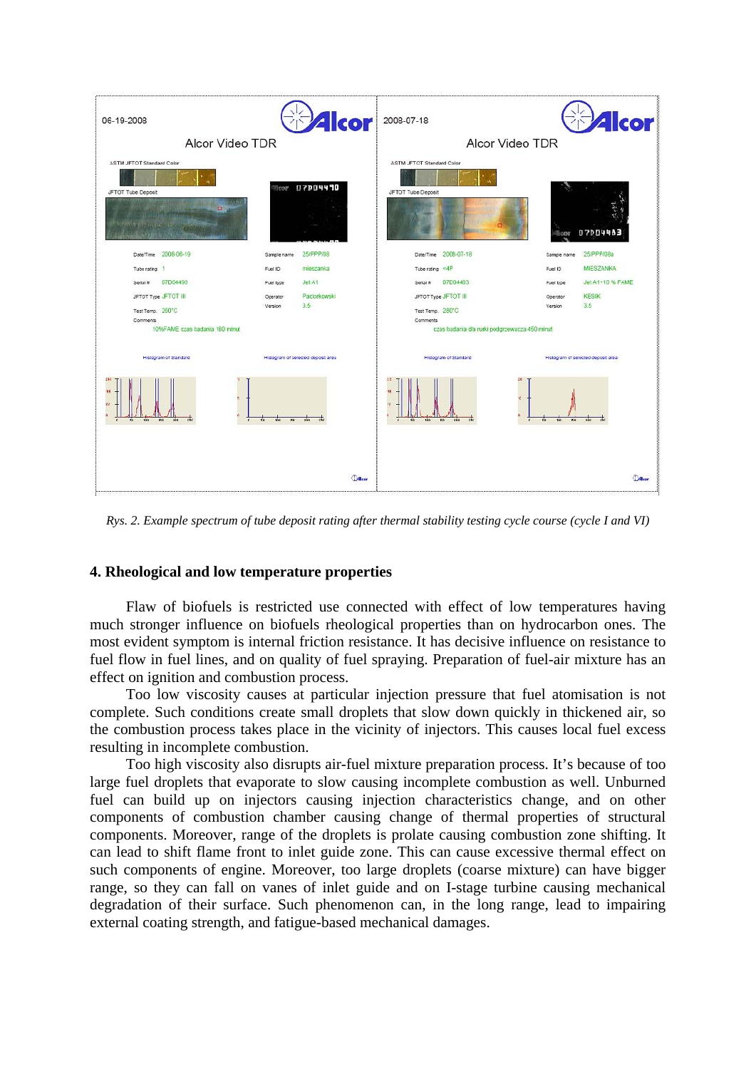Rys. 2. Example spectrum of tube deposit rating after thermal stability testing cycle course (cycle I and VI)

## 4. Rheological and low temperature properties

Flaw of biofuels is restricted use connected with effect of low temperatures having much stronger influence on biofuels rheological properties than on hydrocarbon ones. The most evident symptom is internal friction resistance. It has decisive influence on resistance to fuel flow in fuel lines, and on quality of fuel spraying. Preparation of fuel-air mixture has an effect on ignition and combustion process.

Too low viscosity causes at particular injection pressure that fuel atomisation is not complete. Such conditions create small droplets that slow down quickly in thickened air, so the combustion process takes place in the vicinity of injectors. This causes local fuel excess resulting in incomplete combustion.

Too high viscosity also disrupts air-fuel mixture preparation process. It's because of too large fuel droplets that evaporate to slow causing incomplete combustion as well. Unburned fuel can build up on injectors causing injection characteristics change, and on other components of combustion chamber causing change of thermal properties of structural components. Moreover, range of the droplets is prolate causing combustion zone shifting. It can lead to shift flame front to inlet guide zone. This can cause excessive thermal effect on such components of engine. Moreover, too large droplets (coarse mixture) can have bigger range, so they can fall on vanes of inlet guide and on I-stage turbine causing mechanical degradation of their surface. Such phenomenon can, in the long range, lead to impairing external coating strength, and fatigue-based mechanical damages.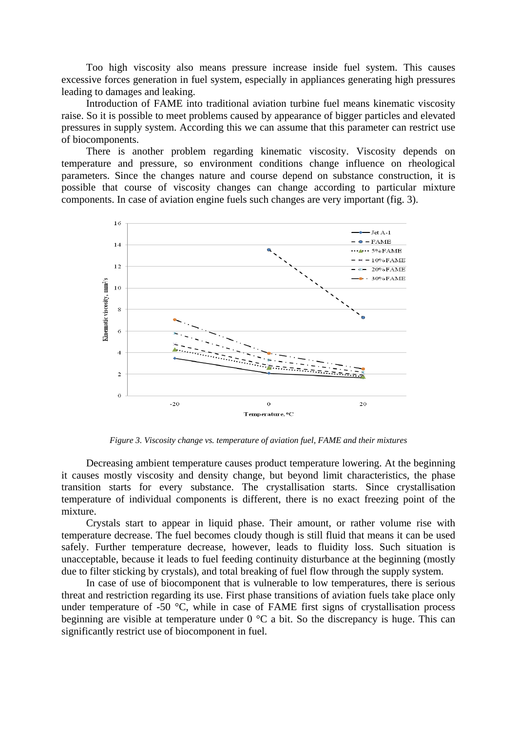Too high viscosity also means pressure increase inside fuel system. This causes excessive forces generation in fuel system, especially in appliances generating high pressures leading to damages and leaking.

Introduction of FAME into traditional aviation turbine fuel means kinematic viscosity raise. So it is possible to meet problems caused by appearance of bigger particles and elevated pressures in supply system. According this we can assume that this parameter can restrict use of biocomponents.

There is another problem regarding kinematic viscosity. Viscosity depends on temperature and pressure, so environment conditions change influence on rheological parameters. Since the changes nature and course depend on substance construction, it is possible that course of viscosity changes can change according to particular mixture components. In case of aviation engine fuels such changes are very important (fig. 3).

*Figure 3. Viscosity change vs. temperature of aviation fuel, FAME and their mixtures*

Decreasing ambient temperature causes product temperature lowering. At the beginning it causes mostly viscosity and density change, but beyond limit characteristics, the phase transition starts for every substance. The crystallisation starts. Since crystallisation temperature of individual components is different, there is no exact freezing point of the mixture.

Crystals start to appear in liquid phase. Their amount, or rather volume rise with temperature decrease. The fuel becomes cloudy though is still fluid that means it can be used safely. Further temperature decrease, however, leads to fluidity loss. Such situation is unacceptable, because it leads to fuel feeding continuity disturbance at the beginning (mostly due to filter sticking by crystals), and total breaking of fuel flow through the supply system.

In case of use of biocomponent that is vulnerable to low temperatures, there is serious threat and restriction regarding its use. First phase transitions of aviation fuels take place only under temperature of -50 °C, while in case of FAME first signs of crystallisation process beginning are visible at temperature under 0 °C a bit. So the discrepancy is huge. This can significantly restrict use of biocomponent in fuel.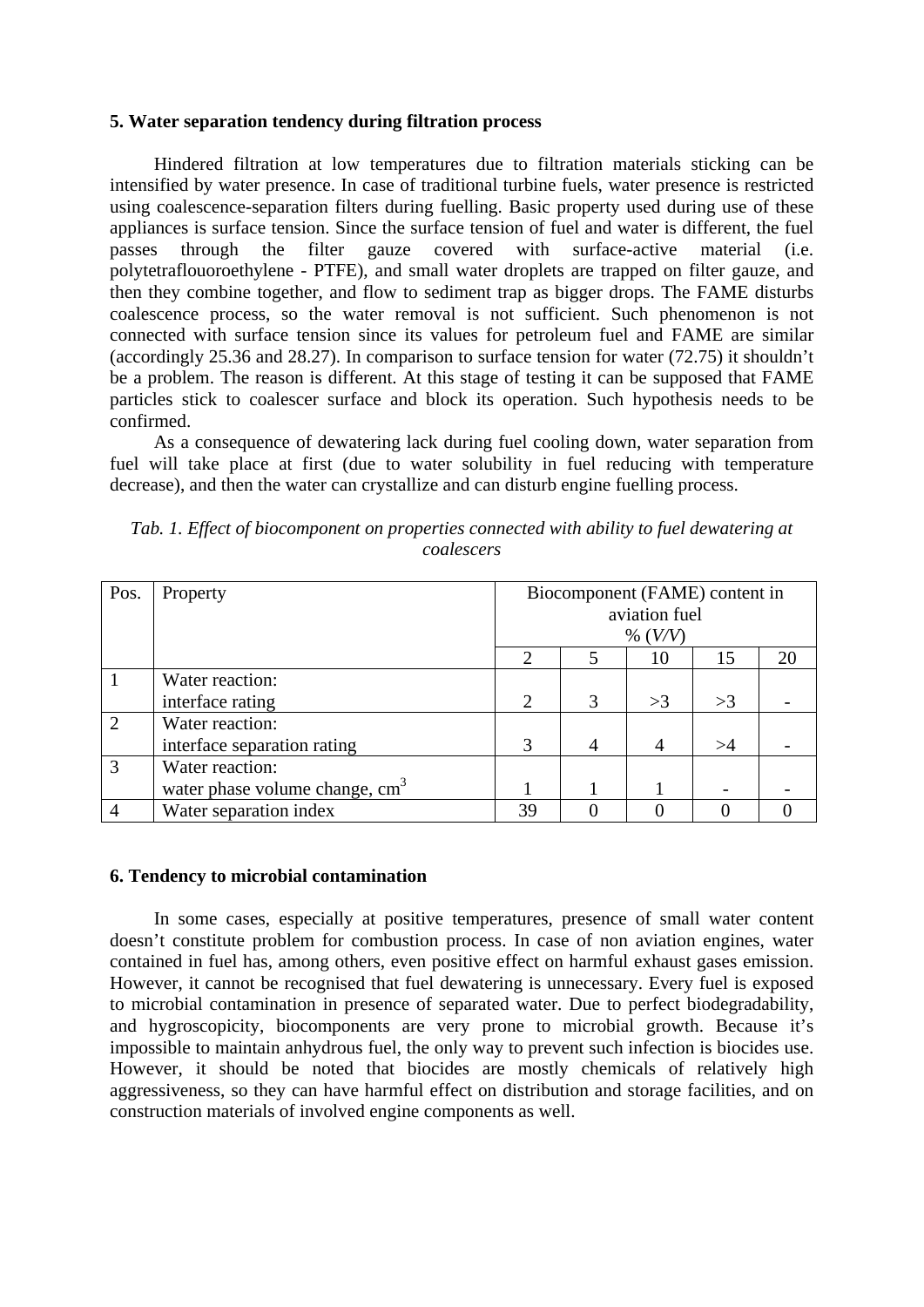## 5. Water separation tendency during filtration process

Hindered filtration at low temperatures due to filtration materials sticking can be intensified by water presence. In case of traditional turbine fuels, water presence is restricted using coalescence-separation filters during fuelling. Basic property used during use of these appliances is surface tension. Since the surface tension of fuel and water is different, the fuel passes through the filter gauze covered with surface-active material (i.e. polytetraflouoroethylene - PTFE), and small water droplets are trapped on filter gauze, and then they combine together, and flow to sediment trap as bigger drops. The FAME disturbs coalescence process, so the water removal is not sufficient. Such phenomenon is not connected with surface tension since its values for petroleum fuel and FAME are similar (accordingly 25.36 and 28.27). In comparison to surface tension for water (72.75) it shouldn't be a problem. The reason is different. At this stage of testing it can be supposed that FAME particles stick to coalescer surface and block its operation. Such hypothesis needs to be confirmed.

As a consequence of dewatering lack during fuel cooling down, water separation from fuel will take place at first (due to water solubility in fuel reducing with temperature decrease), and then the water can crystallize and can disturb engine fuelling process.

*Tab. 1. Effect of biocomponent on properties connected with ability to fuel dewatering at coalescers*

| Pos. | Property | Biocomponent (FAME) content in aviation fuel % (*V/V*) | | | | |
|---|---|---|---|---|---|---|
| | | 2 | 5 | 10 | 15 | 20 |
| 1 | Water reaction: interface rating | 2 | 3 | >3 | >3 | - |
| 2 | Water reaction: interface separation rating | 3 | 4 | 4 | >4 | - |
| 3 | Water reaction: water phase volume change, $cm^3$ | 1 | 1 | 1 | - | - |
| 4 | Water separation index | 39 | 0 | 0 | 0 | 0 |

## 6. Tendency to microbial contamination

In some cases, especially at positive temperatures, presence of small water content doesn't constitute problem for combustion process. In case of non aviation engines, water contained in fuel has, among others, even positive effect on harmful exhaust gases emission. However, it cannot be recognised that fuel dewatering is unnecessary. Every fuel is exposed to microbial contamination in presence of separated water. Due to perfect biodegradability, and hygroscopicity, biocomponents are very prone to microbial growth. Because it's impossible to maintain anhydrous fuel, the only way to prevent such infection is biocides use. However, it should be noted that biocides are mostly chemicals of relatively high aggressiveness, so they can have harmful effect on distribution and storage facilities, and on construction materials of involved engine components as well.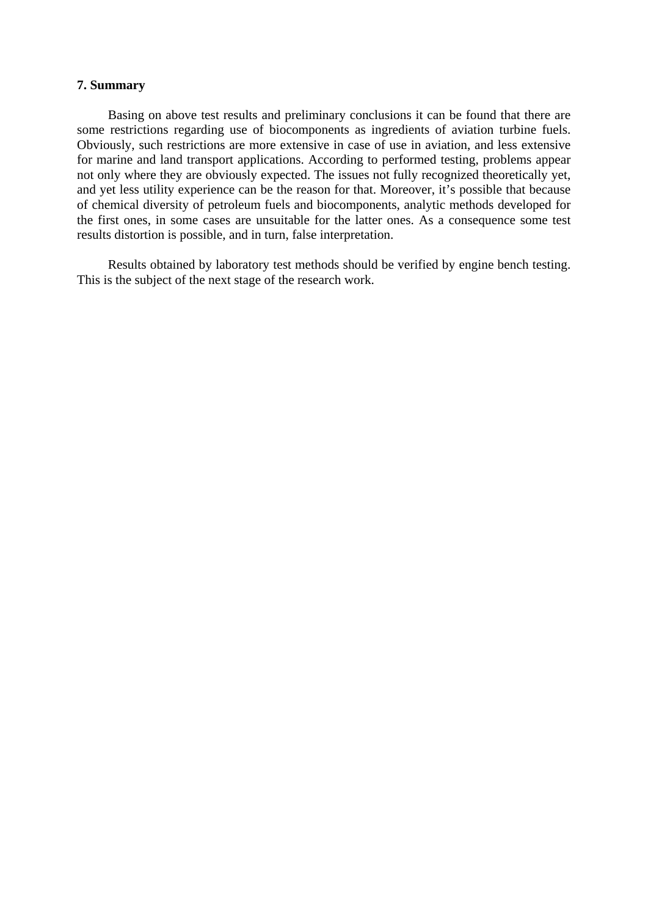## 7. Summary

Basing on above test results and preliminary conclusions it can be found that there are some restrictions regarding use of biocomponents as ingredients of aviation turbine fuels. Obviously, such restrictions are more extensive in case of use in aviation, and less extensive for marine and land transport applications. According to performed testing, problems appear not only where they are obviously expected. The issues not fully recognized theoretically yet, and yet less utility experience can be the reason for that. Moreover, it's possible that because of chemical diversity of petroleum fuels and biocomponents, analytic methods developed for the first ones, in some cases are unsuitable for the latter ones. As a consequence some test results distortion is possible, and in turn, false interpretation.

Results obtained by laboratory test methods should be verified by engine bench testing. This is the subject of the next stage of the research work.